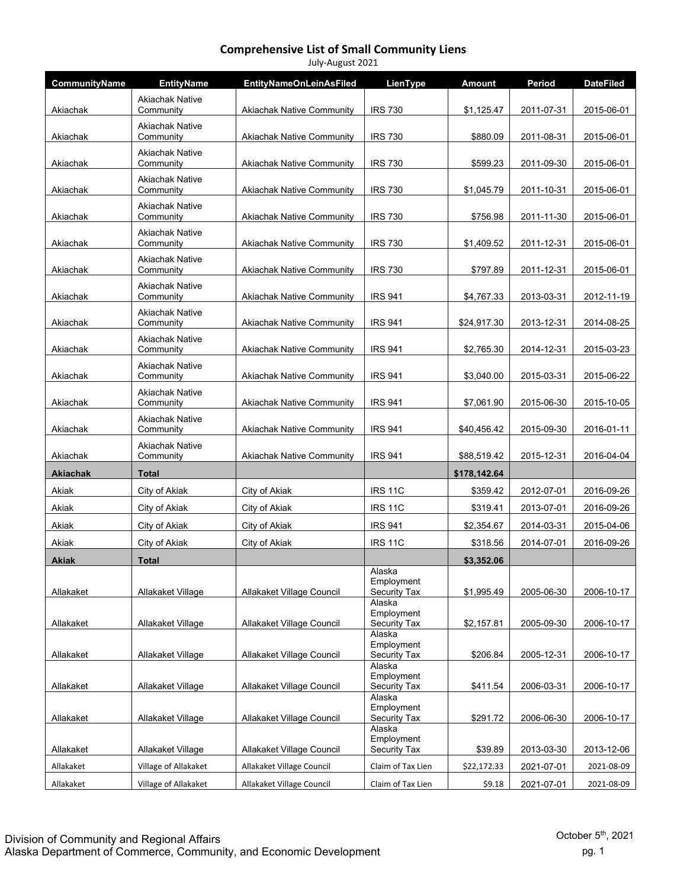# Comprehensive List of Small Community Liens

July-August 2021

| CommunityName | EntityName | EntityNameOnLeinAsFiled | LienType | Amount | Period | DateFiled |
|---|---|---|---|---|---|---|
| Akiachak | Akiachak Native Community | Akiachak Native Community | IRS 730 | $1,125.47 | 2011-07-31 | 2015-06-01 |
| Akiachak | Akiachak Native Community | Akiachak Native Community | IRS 730 | $880.09 | 2011-08-31 | 2015-06-01 |
| Akiachak | Akiachak Native Community | Akiachak Native Community | IRS 730 | $599.23 | 2011-09-30 | 2015-06-01 |
| Akiachak | Akiachak Native Community | Akiachak Native Community | IRS 730 | $1,045.79 | 2011-10-31 | 2015-06-01 |
| Akiachak | Akiachak Native Community | Akiachak Native Community | IRS 730 | $756.98 | 2011-11-30 | 2015-06-01 |
| Akiachak | Akiachak Native Community | Akiachak Native Community | IRS 730 | $1,409.52 | 2011-12-31 | 2015-06-01 |
| Akiachak | Akiachak Native Community | Akiachak Native Community | IRS 730 | $797.89 | 2011-12-31 | 2015-06-01 |
| Akiachak | Akiachak Native Community | Akiachak Native Community | IRS 941 | $4,767.33 | 2013-03-31 | 2012-11-19 |
| Akiachak | Akiachak Native Community | Akiachak Native Community | IRS 941 | $24,917.30 | 2013-12-31 | 2014-08-25 |
| Akiachak | Akiachak Native Community | Akiachak Native Community | IRS 941 | $2,765.30 | 2014-12-31 | 2015-03-23 |
| Akiachak | Akiachak Native Community | Akiachak Native Community | IRS 941 | $3,040.00 | 2015-03-31 | 2015-06-22 |
| Akiachak | Akiachak Native Community | Akiachak Native Community | IRS 941 | $7,061.90 | 2015-06-30 | 2015-10-05 |
| Akiachak | Akiachak Native Community | Akiachak Native Community | IRS 941 | $40,456.42 | 2015-09-30 | 2016-01-11 |
| Akiachak | Akiachak Native Community | Akiachak Native Community | IRS 941 | $88,519.42 | 2015-12-31 | 2016-04-04 |
| **Akiachak** | **Total** | | | **$178,142.64** | | |
| Akiak | City of Akiak | City of Akiak | IRS 11C | $359.42 | 2012-07-01 | 2016-09-26 |
| Akiak | City of Akiak | City of Akiak | IRS 11C | $319.41 | 2013-07-01 | 2016-09-26 |
| Akiak | City of Akiak | City of Akiak | IRS 941 | $2,354.67 | 2014-03-31 | 2015-04-06 |
| Akiak | City of Akiak | City of Akiak | IRS 11C | $318.56 | 2014-07-01 | 2016-09-26 |
| **Akiak** | **Total** | | | **$3,352.06** | | |
| Allakaket | Allakaket Village | Allakaket Village Council | Alaska Employment Security Tax | $1,995.49 | 2005-06-30 | 2006-10-17 |
| Allakaket | Allakaket Village | Allakaket Village Council | Alaska Employment Security Tax | $2,157.81 | 2005-09-30 | 2006-10-17 |
| Allakaket | Allakaket Village | Allakaket Village Council | Alaska Employment Security Tax | $206.84 | 2005-12-31 | 2006-10-17 |
| Allakaket | Allakaket Village | Allakaket Village Council | Alaska Employment Security Tax | $411.54 | 2006-03-31 | 2006-10-17 |
| Allakaket | Allakaket Village | Allakaket Village Council | Alaska Employment Security Tax | $291.72 | 2006-06-30 | 2006-10-17 |
| Allakaket | Allakaket Village | Allakaket Village Council | Alaska Employment Security Tax | $39.89 | 2013-03-30 | 2013-12-06 |
| Allakaket | Village of Allakaket | Allakaket Village Council | Claim of Tax Lien | $22,172.33 | 2021-07-01 | 2021-08-09 |
| Allakaket | Village of Allakaket | Allakaket Village Council | Claim of Tax Lien | $9.18 | 2021-07-01 | 2021-08-09 |

Division of Community and Regional Affairs
Alaska Department of Commerce, Community, and Economic Development

October 5th, 2021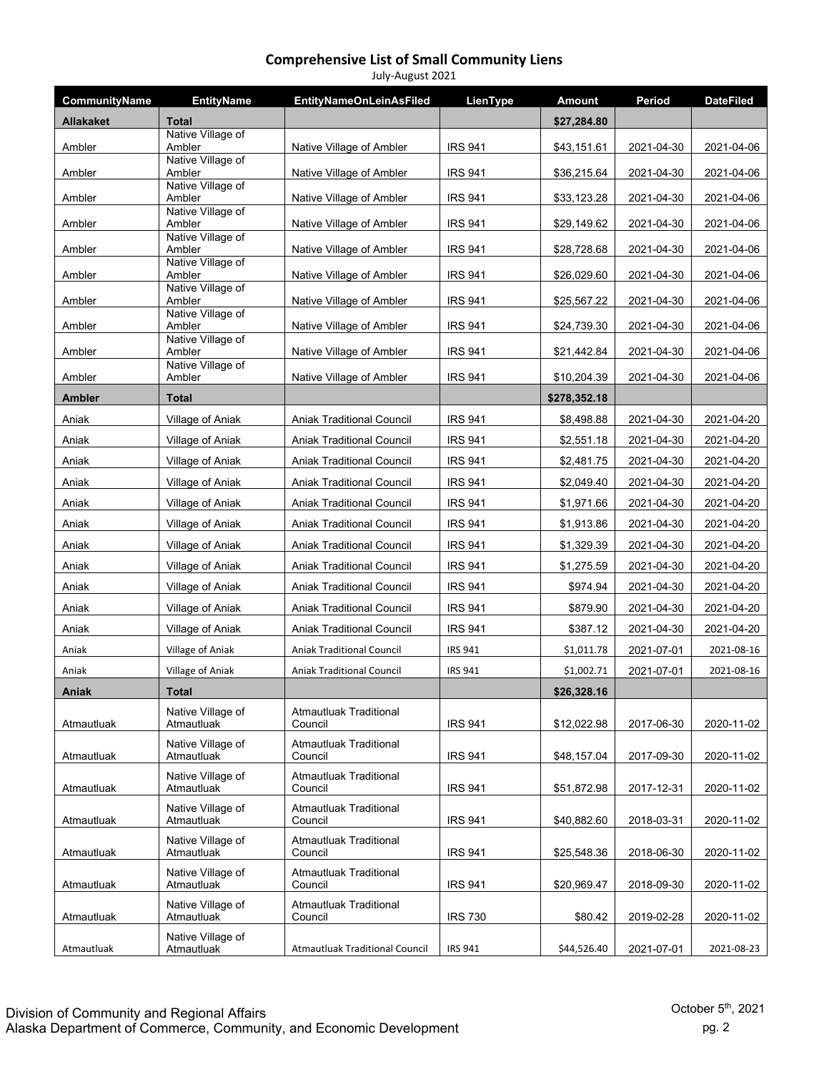# Comprehensive List of Small Community Liens

July-August 2021

| CommunityName | EntityName | EntityNameOnLeinAsFiled | LienType | Amount | Period | DateFiled |
|---|---|---|---|---|---|---|
| **Allakaket** | **Total** | | | **$27,284.80** | | |
| Ambler | Native Village of Ambler | Native Village of Ambler | IRS 941 | $43,151.61 | 2021-04-30 | 2021-04-06 |
| Ambler | Native Village of Ambler | Native Village of Ambler | IRS 941 | $36,215.64 | 2021-04-30 | 2021-04-06 |
| Ambler | Native Village of Ambler | Native Village of Ambler | IRS 941 | $33,123.28 | 2021-04-30 | 2021-04-06 |
| Ambler | Native Village of Ambler | Native Village of Ambler | IRS 941 | $29,149.62 | 2021-04-30 | 2021-04-06 |
| Ambler | Native Village of Ambler | Native Village of Ambler | IRS 941 | $28,728.68 | 2021-04-30 | 2021-04-06 |
| Ambler | Native Village of Ambler | Native Village of Ambler | IRS 941 | $26,029.60 | 2021-04-30 | 2021-04-06 |
| Ambler | Native Village of Ambler | Native Village of Ambler | IRS 941 | $25,567.22 | 2021-04-30 | 2021-04-06 |
| Ambler | Native Village of Ambler | Native Village of Ambler | IRS 941 | $24,739.30 | 2021-04-30 | 2021-04-06 |
| Ambler | Native Village of Ambler | Native Village of Ambler | IRS 941 | $21,442.84 | 2021-04-30 | 2021-04-06 |
| Ambler | Native Village of Ambler | Native Village of Ambler | IRS 941 | $10,204.39 | 2021-04-30 | 2021-04-06 |
| **Ambler** | **Total** | | | **$278,352.18** | | |
| Aniak | Village of Aniak | Aniak Traditional Council | IRS 941 | $8,498.88 | 2021-04-30 | 2021-04-20 |
| Aniak | Village of Aniak | Aniak Traditional Council | IRS 941 | $2,551.18 | 2021-04-30 | 2021-04-20 |
| Aniak | Village of Aniak | Aniak Traditional Council | IRS 941 | $2,481.75 | 2021-04-30 | 2021-04-20 |
| Aniak | Village of Aniak | Aniak Traditional Council | IRS 941 | $2,049.40 | 2021-04-30 | 2021-04-20 |
| Aniak | Village of Aniak | Aniak Traditional Council | IRS 941 | $1,971.66 | 2021-04-30 | 2021-04-20 |
| Aniak | Village of Aniak | Aniak Traditional Council | IRS 941 | $1,913.86 | 2021-04-30 | 2021-04-20 |
| Aniak | Village of Aniak | Aniak Traditional Council | IRS 941 | $1,329.39 | 2021-04-30 | 2021-04-20 |
| Aniak | Village of Aniak | Aniak Traditional Council | IRS 941 | $1,275.59 | 2021-04-30 | 2021-04-20 |
| Aniak | Village of Aniak | Aniak Traditional Council | IRS 941 | $974.94 | 2021-04-30 | 2021-04-20 |
| Aniak | Village of Aniak | Aniak Traditional Council | IRS 941 | $879.90 | 2021-04-30 | 2021-04-20 |
| Aniak | Village of Aniak | Aniak Traditional Council | IRS 941 | $387.12 | 2021-04-30 | 2021-04-20 |
| Aniak | Village of Aniak | Aniak Traditional Council | IRS 941 | $1,011.78 | 2021-07-01 | 2021-08-16 |
| Aniak | Village of Aniak | Aniak Traditional Council | IRS 941 | $1,002.71 | 2021-07-01 | 2021-08-16 |
| **Aniak** | **Total** | | | **$26,328.16** | | |
| Atmautluak | Native Village of Atmautluak | Atmautluak Traditional Council | IRS 941 | $12,022.98 | 2017-06-30 | 2020-11-02 |
| Atmautluak | Native Village of Atmautluak | Atmautluak Traditional Council | IRS 941 | $48,157.04 | 2017-09-30 | 2020-11-02 |
| Atmautluak | Native Village of Atmautluak | Atmautluak Traditional Council | IRS 941 | $51,872.98 | 2017-12-31 | 2020-11-02 |
| Atmautluak | Native Village of Atmautluak | Atmautluak Traditional Council | IRS 941 | $40,882.60 | 2018-03-31 | 2020-11-02 |
| Atmautluak | Native Village of Atmautluak | Atmautluak Traditional Council | IRS 941 | $25,548.36 | 2018-06-30 | 2020-11-02 |
| Atmautluak | Native Village of Atmautluak | Atmautluak Traditional Council | IRS 941 | $20,969.47 | 2018-09-30 | 2020-11-02 |
| Atmautluak | Native Village of Atmautluak | Atmautluak Traditional Council | IRS 730 | $80.42 | 2019-02-28 | 2020-11-02 |
| Atmautluak | Native Village of Atmautluak | Atmautluak Traditional Council | IRS 941 | $44,526.40 | 2021-07-01 | 2021-08-23 |

Division of Community and Regional Affairs
Alaska Department of Commerce, Community, and Economic Development

October 5th, 2021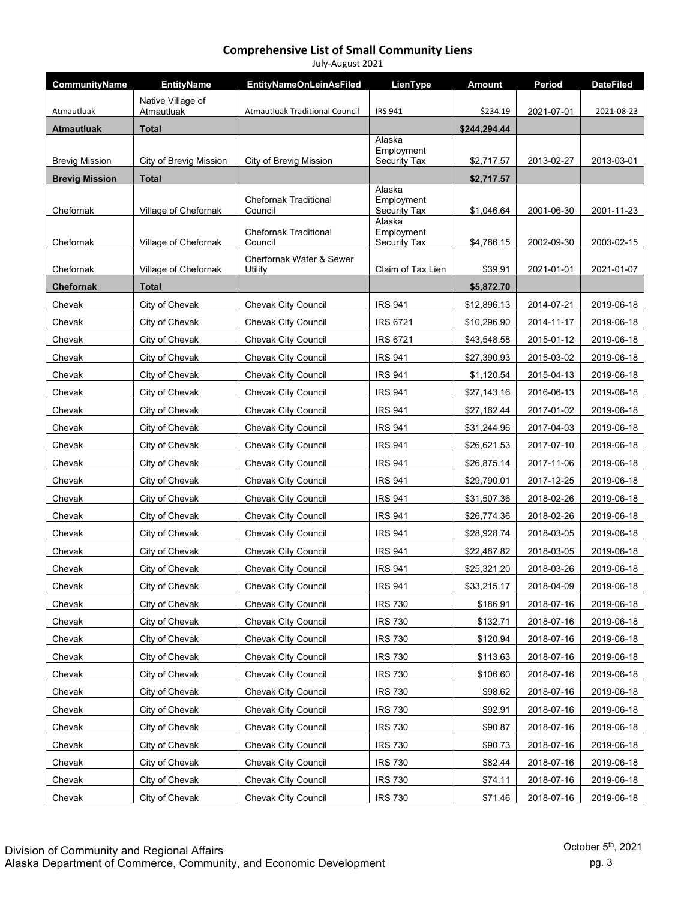## Comprehensive List of Small Community Liens

July-August 2021

| CommunityName | EntityName | EntityNameOnLeinAsFiled | LienType | Amount | Period | DateFiled |
|---|---|---|---|---|---|---|
| Atmautluak | Native Village of Atmautluak | Atmautluak Traditional Council | IRS 941 | $234.19 | 2021-07-01 | 2021-08-23 |
| **Atmautluak** | **Total** | | | **$244,294.44** | | |
| Brevig Mission | City of Brevig Mission | City of Brevig Mission | Alaska Employment Security Tax | $2,717.57 | 2013-02-27 | 2013-03-01 |
| **Brevig Mission** | **Total** | | | **$2,717.57** | | |
| Chefornak | Village of Chefornak | Chefornak Traditional Council | Alaska Employment Security Tax | $1,046.64 | 2001-06-30 | 2001-11-23 |
| Chefornak | Village of Chefornak | Chefornak Traditional Council | Alaska Employment Security Tax | $4,786.15 | 2002-09-30 | 2003-02-15 |
| Chefornak | Village of Chefornak | Cherfornak Water & Sewer Utility | Claim of Tax Lien | $39.91 | 2021-01-01 | 2021-01-07 |
| **Chefornak** | **Total** | | | **$5,872.70** | | |
| Chevak | City of Chevak | Chevak City Council | IRS 941 | $12,896.13 | 2014-07-21 | 2019-06-18 |
| Chevak | City of Chevak | Chevak City Council | IRS 6721 | $10,296.90 | 2014-11-17 | 2019-06-18 |
| Chevak | City of Chevak | Chevak City Council | IRS 6721 | $43,548.58 | 2015-01-12 | 2019-06-18 |
| Chevak | City of Chevak | Chevak City Council | IRS 941 | $27,390.93 | 2015-03-02 | 2019-06-18 |
| Chevak | City of Chevak | Chevak City Council | IRS 941 | $1,120.54 | 2015-04-13 | 2019-06-18 |
| Chevak | City of Chevak | Chevak City Council | IRS 941 | $27,143.16 | 2016-06-13 | 2019-06-18 |
| Chevak | City of Chevak | Chevak City Council | IRS 941 | $27,162.44 | 2017-01-02 | 2019-06-18 |
| Chevak | City of Chevak | Chevak City Council | IRS 941 | $31,244.96 | 2017-04-03 | 2019-06-18 |
| Chevak | City of Chevak | Chevak City Council | IRS 941 | $26,621.53 | 2017-07-10 | 2019-06-18 |
| Chevak | City of Chevak | Chevak City Council | IRS 941 | $26,875.14 | 2017-11-06 | 2019-06-18 |
| Chevak | City of Chevak | Chevak City Council | IRS 941 | $29,790.01 | 2017-12-25 | 2019-06-18 |
| Chevak | City of Chevak | Chevak City Council | IRS 941 | $31,507.36 | 2018-02-26 | 2019-06-18 |
| Chevak | City of Chevak | Chevak City Council | IRS 941 | $26,774.36 | 2018-02-26 | 2019-06-18 |
| Chevak | City of Chevak | Chevak City Council | IRS 941 | $28,928.74 | 2018-03-05 | 2019-06-18 |
| Chevak | City of Chevak | Chevak City Council | IRS 941 | $22,487.82 | 2018-03-05 | 2019-06-18 |
| Chevak | City of Chevak | Chevak City Council | IRS 941 | $25,321.20 | 2018-03-26 | 2019-06-18 |
| Chevak | City of Chevak | Chevak City Council | IRS 941 | $33,215.17 | 2018-04-09 | 2019-06-18 |
| Chevak | City of Chevak | Chevak City Council | IRS 730 | $186.91 | 2018-07-16 | 2019-06-18 |
| Chevak | City of Chevak | Chevak City Council | IRS 730 | $132.71 | 2018-07-16 | 2019-06-18 |
| Chevak | City of Chevak | Chevak City Council | IRS 730 | $120.94 | 2018-07-16 | 2019-06-18 |
| Chevak | City of Chevak | Chevak City Council | IRS 730 | $113.63 | 2018-07-16 | 2019-06-18 |
| Chevak | City of Chevak | Chevak City Council | IRS 730 | $106.60 | 2018-07-16 | 2019-06-18 |
| Chevak | City of Chevak | Chevak City Council | IRS 730 | $98.62 | 2018-07-16 | 2019-06-18 |
| Chevak | City of Chevak | Chevak City Council | IRS 730 | $92.91 | 2018-07-16 | 2019-06-18 |
| Chevak | City of Chevak | Chevak City Council | IRS 730 | $90.87 | 2018-07-16 | 2019-06-18 |
| Chevak | City of Chevak | Chevak City Council | IRS 730 | $90.73 | 2018-07-16 | 2019-06-18 |
| Chevak | City of Chevak | Chevak City Council | IRS 730 | $82.44 | 2018-07-16 | 2019-06-18 |
| Chevak | City of Chevak | Chevak City Council | IRS 730 | $74.11 | 2018-07-16 | 2019-06-18 |
| Chevak | City of Chevak | Chevak City Council | IRS 730 | $71.46 | 2018-07-16 | 2019-06-18 |

Division of Community and Regional Affairs
Alaska Department of Commerce, Community, and Economic Development

October 5th, 2021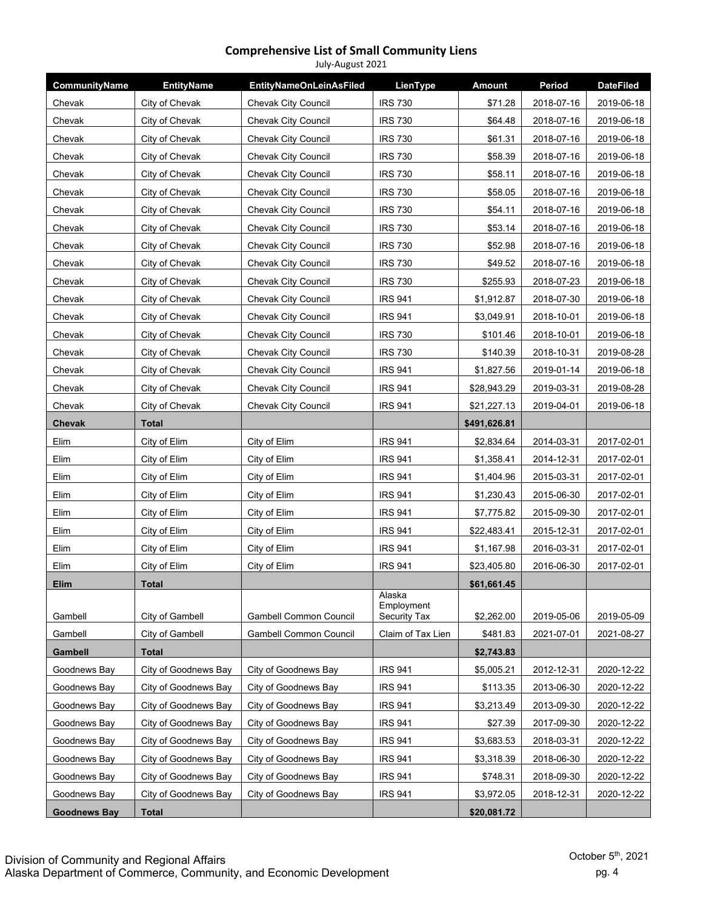## Comprehensive List of Small Community Liens

July-August 2021

| CommunityName | EntityName | EntityNameOnLeinAsFiled | LienType | Amount | Period | DateFiled |
|---|---|---|---|---|---|---|
| Chevak | City of Chevak | Chevak City Council | IRS 730 | $71.28 | 2018-07-16 | 2019-06-18 |
| Chevak | City of Chevak | Chevak City Council | IRS 730 | $64.48 | 2018-07-16 | 2019-06-18 |
| Chevak | City of Chevak | Chevak City Council | IRS 730 | $61.31 | 2018-07-16 | 2019-06-18 |
| Chevak | City of Chevak | Chevak City Council | IRS 730 | $58.39 | 2018-07-16 | 2019-06-18 |
| Chevak | City of Chevak | Chevak City Council | IRS 730 | $58.11 | 2018-07-16 | 2019-06-18 |
| Chevak | City of Chevak | Chevak City Council | IRS 730 | $58.05 | 2018-07-16 | 2019-06-18 |
| Chevak | City of Chevak | Chevak City Council | IRS 730 | $54.11 | 2018-07-16 | 2019-06-18 |
| Chevak | City of Chevak | Chevak City Council | IRS 730 | $53.14 | 2018-07-16 | 2019-06-18 |
| Chevak | City of Chevak | Chevak City Council | IRS 730 | $52.98 | 2018-07-16 | 2019-06-18 |
| Chevak | City of Chevak | Chevak City Council | IRS 730 | $49.52 | 2018-07-16 | 2019-06-18 |
| Chevak | City of Chevak | Chevak City Council | IRS 730 | $255.93 | 2018-07-23 | 2019-06-18 |
| Chevak | City of Chevak | Chevak City Council | IRS 941 | $1,912.87 | 2018-07-30 | 2019-06-18 |
| Chevak | City of Chevak | Chevak City Council | IRS 941 | $3,049.91 | 2018-10-01 | 2019-06-18 |
| Chevak | City of Chevak | Chevak City Council | IRS 730 | $101.46 | 2018-10-01 | 2019-06-18 |
| Chevak | City of Chevak | Chevak City Council | IRS 730 | $140.39 | 2018-10-31 | 2019-08-28 |
| Chevak | City of Chevak | Chevak City Council | IRS 941 | $1,827.56 | 2019-01-14 | 2019-06-18 |
| Chevak | City of Chevak | Chevak City Council | IRS 941 | $28,943.29 | 2019-03-31 | 2019-08-28 |
| Chevak | City of Chevak | Chevak City Council | IRS 941 | $21,227.13 | 2019-04-01 | 2019-06-18 |
| **Chevak** | **Total** | | | **$491,626.81** | | |
| Elim | City of Elim | City of Elim | IRS 941 | $2,834.64 | 2014-03-31 | 2017-02-01 |
| Elim | City of Elim | City of Elim | IRS 941 | $1,358.41 | 2014-12-31 | 2017-02-01 |
| Elim | City of Elim | City of Elim | IRS 941 | $1,404.96 | 2015-03-31 | 2017-02-01 |
| Elim | City of Elim | City of Elim | IRS 941 | $1,230.43 | 2015-06-30 | 2017-02-01 |
| Elim | City of Elim | City of Elim | IRS 941 | $7,775.82 | 2015-09-30 | 2017-02-01 |
| Elim | City of Elim | City of Elim | IRS 941 | $22,483.41 | 2015-12-31 | 2017-02-01 |
| Elim | City of Elim | City of Elim | IRS 941 | $1,167.98 | 2016-03-31 | 2017-02-01 |
| Elim | City of Elim | City of Elim | IRS 941 | $23,405.80 | 2016-06-30 | 2017-02-01 |
| **Elim** | **Total** | | | **$61,661.45** | | |
| Gambell | City of Gambell | Gambell Common Council | Alaska Employment Security Tax | $2,262.00 | 2019-05-06 | 2019-05-09 |
| Gambell | City of Gambell | Gambell Common Council | Claim of Tax Lien | $481.83 | 2021-07-01 | 2021-08-27 |
| **Gambell** | **Total** | | | **$2,743.83** | | |
| Goodnews Bay | City of Goodnews Bay | City of Goodnews Bay | IRS 941 | $5,005.21 | 2012-12-31 | 2020-12-22 |
| Goodnews Bay | City of Goodnews Bay | City of Goodnews Bay | IRS 941 | $113.35 | 2013-06-30 | 2020-12-22 |
| Goodnews Bay | City of Goodnews Bay | City of Goodnews Bay | IRS 941 | $3,213.49 | 2013-09-30 | 2020-12-22 |
| Goodnews Bay | City of Goodnews Bay | City of Goodnews Bay | IRS 941 | $27.39 | 2017-09-30 | 2020-12-22 |
| Goodnews Bay | City of Goodnews Bay | City of Goodnews Bay | IRS 941 | $3,683.53 | 2018-03-31 | 2020-12-22 |
| Goodnews Bay | City of Goodnews Bay | City of Goodnews Bay | IRS 941 | $3,318.39 | 2018-06-30 | 2020-12-22 |
| Goodnews Bay | City of Goodnews Bay | City of Goodnews Bay | IRS 941 | $748.31 | 2018-09-30 | 2020-12-22 |
| Goodnews Bay | City of Goodnews Bay | City of Goodnews Bay | IRS 941 | $3,972.05 | 2018-12-31 | 2020-12-22 |
| **Goodnews Bay** | **Total** | | | **$20,081.72** | | |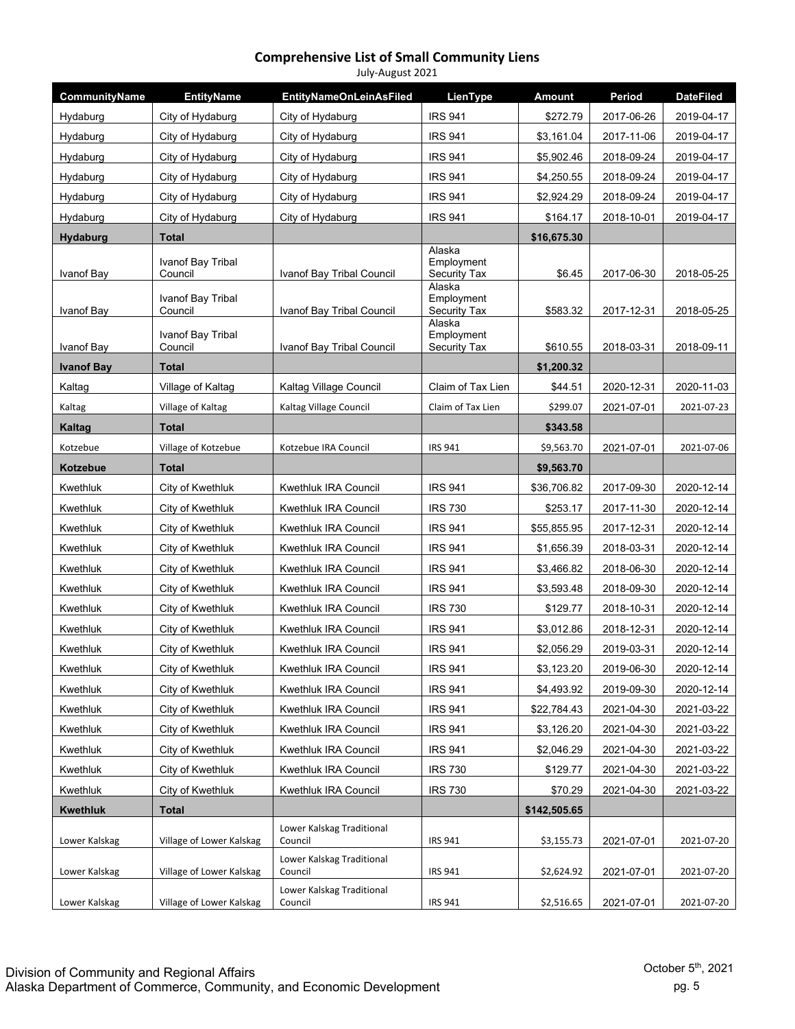## Comprehensive List of Small Community Liens

July-August 2021

| CommunityName | EntityName | EntityNameOnLeinAsFiled | LienType | Amount | Period | DateFiled |
|---|---|---|---|---|---|---|
| Hydaburg | City of Hydaburg | City of Hydaburg | IRS 941 | $272.79 | 2017-06-26 | 2019-04-17 |
| Hydaburg | City of Hydaburg | City of Hydaburg | IRS 941 | $3,161.04 | 2017-11-06 | 2019-04-17 |
| Hydaburg | City of Hydaburg | City of Hydaburg | IRS 941 | $5,902.46 | 2018-09-24 | 2019-04-17 |
| Hydaburg | City of Hydaburg | City of Hydaburg | IRS 941 | $4,250.55 | 2018-09-24 | 2019-04-17 |
| Hydaburg | City of Hydaburg | City of Hydaburg | IRS 941 | $2,924.29 | 2018-09-24 | 2019-04-17 |
| Hydaburg | City of Hydaburg | City of Hydaburg | IRS 941 | $164.17 | 2018-10-01 | 2019-04-17 |
| **Hydaburg** | **Total** | | | **$16,675.30** | | |
| Ivanof Bay | Ivanof Bay Tribal Council | Ivanof Bay Tribal Council | Alaska Employment Security Tax | $6.45 | 2017-06-30 | 2018-05-25 |
| Ivanof Bay | Ivanof Bay Tribal Council | Ivanof Bay Tribal Council | Alaska Employment Security Tax | $583.32 | 2017-12-31 | 2018-05-25 |
| Ivanof Bay | Ivanof Bay Tribal Council | Ivanof Bay Tribal Council | Alaska Employment Security Tax | $610.55 | 2018-03-31 | 2018-09-11 |
| **Ivanof Bay** | **Total** | | | **$1,200.32** | | |
| Kaltag | Village of Kaltag | Kaltag Village Council | Claim of Tax Lien | $44.51 | 2020-12-31 | 2020-11-03 |
| Kaltag | Village of Kaltag | Kaltag Village Council | Claim of Tax Lien | $299.07 | 2021-07-01 | 2021-07-23 |
| **Kaltag** | **Total** | | | **$343.58** | | |
| Kotzebue | Village of Kotzebue | Kotzebue IRA Council | IRS 941 | $9,563.70 | 2021-07-01 | 2021-07-06 |
| **Kotzebue** | **Total** | | | **$9,563.70** | | |
| Kwethluk | City of Kwethluk | Kwethluk IRA Council | IRS 941 | $36,706.82 | 2017-09-30 | 2020-12-14 |
| Kwethluk | City of Kwethluk | Kwethluk IRA Council | IRS 730 | $253.17 | 2017-11-30 | 2020-12-14 |
| Kwethluk | City of Kwethluk | Kwethluk IRA Council | IRS 941 | $55,855.95 | 2017-12-31 | 2020-12-14 |
| Kwethluk | City of Kwethluk | Kwethluk IRA Council | IRS 941 | $1,656.39 | 2018-03-31 | 2020-12-14 |
| Kwethluk | City of Kwethluk | Kwethluk IRA Council | IRS 941 | $3,466.82 | 2018-06-30 | 2020-12-14 |
| Kwethluk | City of Kwethluk | Kwethluk IRA Council | IRS 941 | $3,593.48 | 2018-09-30 | 2020-12-14 |
| Kwethluk | City of Kwethluk | Kwethluk IRA Council | IRS 730 | $129.77 | 2018-10-31 | 2020-12-14 |
| Kwethluk | City of Kwethluk | Kwethluk IRA Council | IRS 941 | $3,012.86 | 2018-12-31 | 2020-12-14 |
| Kwethluk | City of Kwethluk | Kwethluk IRA Council | IRS 941 | $2,056.29 | 2019-03-31 | 2020-12-14 |
| Kwethluk | City of Kwethluk | Kwethluk IRA Council | IRS 941 | $3,123.20 | 2019-06-30 | 2020-12-14 |
| Kwethluk | City of Kwethluk | Kwethluk IRA Council | IRS 941 | $4,493.92 | 2019-09-30 | 2020-12-14 |
| Kwethluk | City of Kwethluk | Kwethluk IRA Council | IRS 941 | $22,784.43 | 2021-04-30 | 2021-03-22 |
| Kwethluk | City of Kwethluk | Kwethluk IRA Council | IRS 941 | $3,126.20 | 2021-04-30 | 2021-03-22 |
| Kwethluk | City of Kwethluk | Kwethluk IRA Council | IRS 941 | $2,046.29 | 2021-04-30 | 2021-03-22 |
| Kwethluk | City of Kwethluk | Kwethluk IRA Council | IRS 730 | $129.77 | 2021-04-30 | 2021-03-22 |
| Kwethluk | City of Kwethluk | Kwethluk IRA Council | IRS 730 | $70.29 | 2021-04-30 | 2021-03-22 |
| **Kwethluk** | **Total** | | | **$142,505.65** | | |
| Lower Kalskag | Village of Lower Kalskag | Lower Kalskag Traditional Council | IRS 941 | $3,155.73 | 2021-07-01 | 2021-07-20 |
| Lower Kalskag | Village of Lower Kalskag | Lower Kalskag Traditional Council | IRS 941 | $2,624.92 | 2021-07-01 | 2021-07-20 |
| Lower Kalskag | Village of Lower Kalskag | Lower Kalskag Traditional Council | IRS 941 | $2,516.65 | 2021-07-01 | 2021-07-20 |

Division of Community and Regional Affairs
Alaska Department of Commerce, Community, and Economic Development

October 5th, 2021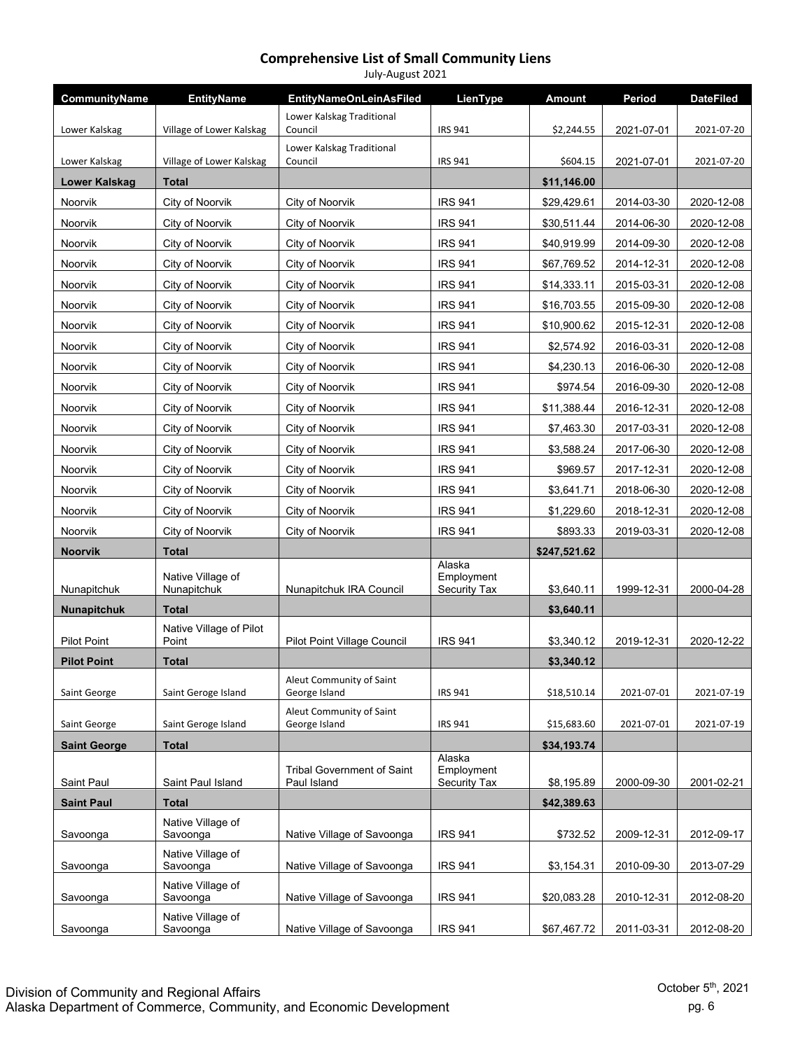# Comprehensive List of Small Community Liens

July-August 2021

| CommunityName | EntityName | EntityNameOnLeinAsFiled | LienType | Amount | Period | DateFiled |
|---|---|---|---|---|---|---|
| Lower Kalskag | Village of Lower Kalskag | Lower Kalskag Traditional Council | IRS 941 | $2,244.55 | 2021-07-01 | 2021-07-20 |
| Lower Kalskag | Village of Lower Kalskag | Lower Kalskag Traditional Council | IRS 941 | $604.15 | 2021-07-01 | 2021-07-20 |
| **Lower Kalskag** | **Total** | | | **$11,146.00** | | |
| Noorvik | City of Noorvik | City of Noorvik | IRS 941 | $29,429.61 | 2014-03-30 | 2020-12-08 |
| Noorvik | City of Noorvik | City of Noorvik | IRS 941 | $30,511.44 | 2014-06-30 | 2020-12-08 |
| Noorvik | City of Noorvik | City of Noorvik | IRS 941 | $40,919.99 | 2014-09-30 | 2020-12-08 |
| Noorvik | City of Noorvik | City of Noorvik | IRS 941 | $67,769.52 | 2014-12-31 | 2020-12-08 |
| Noorvik | City of Noorvik | City of Noorvik | IRS 941 | $14,333.11 | 2015-03-31 | 2020-12-08 |
| Noorvik | City of Noorvik | City of Noorvik | IRS 941 | $16,703.55 | 2015-09-30 | 2020-12-08 |
| Noorvik | City of Noorvik | City of Noorvik | IRS 941 | $10,900.62 | 2015-12-31 | 2020-12-08 |
| Noorvik | City of Noorvik | City of Noorvik | IRS 941 | $2,574.92 | 2016-03-31 | 2020-12-08 |
| Noorvik | City of Noorvik | City of Noorvik | IRS 941 | $4,230.13 | 2016-06-30 | 2020-12-08 |
| Noorvik | City of Noorvik | City of Noorvik | IRS 941 | $974.54 | 2016-09-30 | 2020-12-08 |
| Noorvik | City of Noorvik | City of Noorvik | IRS 941 | $11,388.44 | 2016-12-31 | 2020-12-08 |
| Noorvik | City of Noorvik | City of Noorvik | IRS 941 | $7,463.30 | 2017-03-31 | 2020-12-08 |
| Noorvik | City of Noorvik | City of Noorvik | IRS 941 | $3,588.24 | 2017-06-30 | 2020-12-08 |
| Noorvik | City of Noorvik | City of Noorvik | IRS 941 | $969.57 | 2017-12-31 | 2020-12-08 |
| Noorvik | City of Noorvik | City of Noorvik | IRS 941 | $3,641.71 | 2018-06-30 | 2020-12-08 |
| Noorvik | City of Noorvik | City of Noorvik | IRS 941 | $1,229.60 | 2018-12-31 | 2020-12-08 |
| Noorvik | City of Noorvik | City of Noorvik | IRS 941 | $893.33 | 2019-03-31 | 2020-12-08 |
| **Noorvik** | **Total** | | | **$247,521.62** | | |
| Nunapitchuk | Native Village of Nunapitchuk | Nunapitchuk IRA Council | Alaska Employment Security Tax | $3,640.11 | 1999-12-31 | 2000-04-28 |
| **Nunapitchuk** | **Total** | | | **$3,640.11** | | |
| Pilot Point | Native Village of Pilot Point | Pilot Point Village Council | IRS 941 | $3,340.12 | 2019-12-31 | 2020-12-22 |
| **Pilot Point** | **Total** | | | **$3,340.12** | | |
| Saint George | Saint Geroge Island | Aleut Community of Saint George Island | IRS 941 | $18,510.14 | 2021-07-01 | 2021-07-19 |
| Saint George | Saint Geroge Island | Aleut Community of Saint George Island | IRS 941 | $15,683.60 | 2021-07-01 | 2021-07-19 |
| **Saint George** | **Total** | | | **$34,193.74** | | |
| Saint Paul | Saint Paul Island | Tribal Government of Saint Paul Island | Alaska Employment Security Tax | $8,195.89 | 2000-09-30 | 2001-02-21 |
| **Saint Paul** | **Total** | | | **$42,389.63** | | |
| Savoonga | Native Village of Savoonga | Native Village of Savoonga | IRS 941 | $732.52 | 2009-12-31 | 2012-09-17 |
| Savoonga | Native Village of Savoonga | Native Village of Savoonga | IRS 941 | $3,154.31 | 2010-09-30 | 2013-07-29 |
| Savoonga | Native Village of Savoonga | Native Village of Savoonga | IRS 941 | $20,083.28 | 2010-12-31 | 2012-08-20 |
| Savoonga | Native Village of Savoonga | Native Village of Savoonga | IRS 941 | $67,467.72 | 2011-03-31 | 2012-08-20 |

Division of Community and Regional Affairs
Alaska Department of Commerce, Community, and Economic Development

October 5th, 2021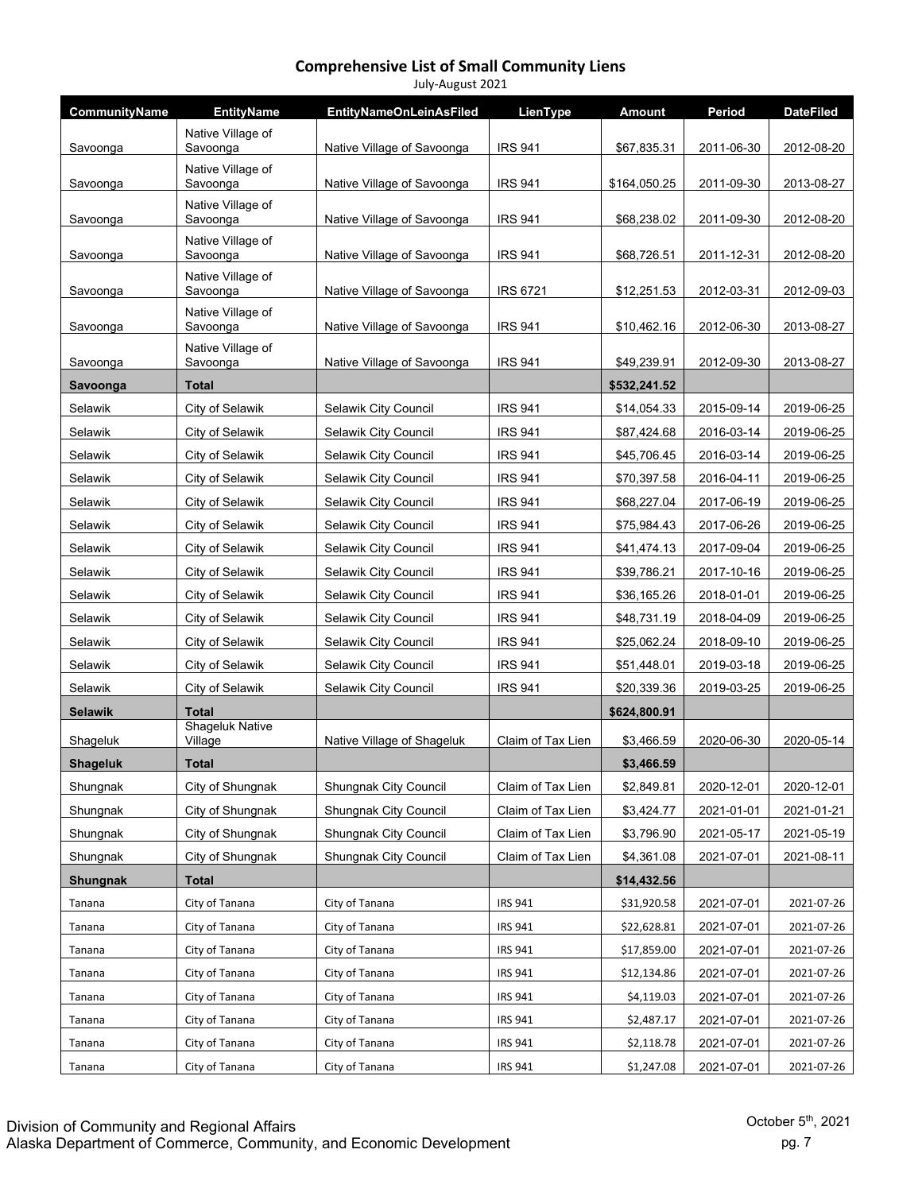# Comprehensive List of Small Community Liens

July-August 2021

| CommunityName | EntityName | EntityNameOnLeinAsFiled | LienType | Amount | Period | DateFiled |
|---|---|---|---|---|---|---|
| Savoonga | Native Village of Savoonga | Native Village of Savoonga | IRS 941 | $67,835.31 | 2011-06-30 | 2012-08-20 |
| Savoonga | Native Village of Savoonga | Native Village of Savoonga | IRS 941 | $164,050.25 | 2011-09-30 | 2013-08-27 |
| Savoonga | Native Village of Savoonga | Native Village of Savoonga | IRS 941 | $68,238.02 | 2011-09-30 | 2012-08-20 |
| Savoonga | Native Village of Savoonga | Native Village of Savoonga | IRS 941 | $68,726.51 | 2011-12-31 | 2012-08-20 |
| Savoonga | Native Village of Savoonga | Native Village of Savoonga | IRS 6721 | $12,251.53 | 2012-03-31 | 2012-09-03 |
| Savoonga | Native Village of Savoonga | Native Village of Savoonga | IRS 941 | $10,462.16 | 2012-06-30 | 2013-08-27 |
| Savoonga | Native Village of Savoonga | Native Village of Savoonga | IRS 941 | $49,239.91 | 2012-09-30 | 2013-08-27 |
| **Savoonga** | **Total** | | | **$532,241.52** | | |
| Selawik | City of Selawik | Selawik City Council | IRS 941 | $14,054.33 | 2015-09-14 | 2019-06-25 |
| Selawik | City of Selawik | Selawik City Council | IRS 941 | $87,424.68 | 2016-03-14 | 2019-06-25 |
| Selawik | City of Selawik | Selawik City Council | IRS 941 | $45,706.45 | 2016-03-14 | 2019-06-25 |
| Selawik | City of Selawik | Selawik City Council | IRS 941 | $70,397.58 | 2016-04-11 | 2019-06-25 |
| Selawik | City of Selawik | Selawik City Council | IRS 941 | $68,227.04 | 2017-06-19 | 2019-06-25 |
| Selawik | City of Selawik | Selawik City Council | IRS 941 | $75,984.43 | 2017-06-26 | 2019-06-25 |
| Selawik | City of Selawik | Selawik City Council | IRS 941 | $41,474.13 | 2017-09-04 | 2019-06-25 |
| Selawik | City of Selawik | Selawik City Council | IRS 941 | $39,786.21 | 2017-10-16 | 2019-06-25 |
| Selawik | City of Selawik | Selawik City Council | IRS 941 | $36,165.26 | 2018-01-01 | 2019-06-25 |
| Selawik | City of Selawik | Selawik City Council | IRS 941 | $48,731.19 | 2018-04-09 | 2019-06-25 |
| Selawik | City of Selawik | Selawik City Council | IRS 941 | $25,062.24 | 2018-09-10 | 2019-06-25 |
| Selawik | City of Selawik | Selawik City Council | IRS 941 | $51,448.01 | 2019-03-18 | 2019-06-25 |
| Selawik | City of Selawik | Selawik City Council | IRS 941 | $20,339.36 | 2019-03-25 | 2019-06-25 |
| **Selawik** | **Total** | | | **$624,800.91** | | |
| Shageluk | Shageluk Native Village | Native Village of Shageluk | Claim of Tax Lien | $3,466.59 | 2020-06-30 | 2020-05-14 |
| **Shageluk** | **Total** | | | **$3,466.59** | | |
| Shungnak | City of Shungnak | Shungnak City Council | Claim of Tax Lien | $2,849.81 | 2020-12-01 | 2020-12-01 |
| Shungnak | City of Shungnak | Shungnak City Council | Claim of Tax Lien | $3,424.77 | 2021-01-01 | 2021-01-21 |
| Shungnak | City of Shungnak | Shungnak City Council | Claim of Tax Lien | $3,796.90 | 2021-05-17 | 2021-05-19 |
| Shungnak | City of Shungnak | Shungnak City Council | Claim of Tax Lien | $4,361.08 | 2021-07-01 | 2021-08-11 |
| **Shungnak** | **Total** | | | **$14,432.56** | | |
| Tanana | City of Tanana | City of Tanana | IRS 941 | $31,920.58 | 2021-07-01 | 2021-07-26 |
| Tanana | City of Tanana | City of Tanana | IRS 941 | $22,628.81 | 2021-07-01 | 2021-07-26 |
| Tanana | City of Tanana | City of Tanana | IRS 941 | $17,859.00 | 2021-07-01 | 2021-07-26 |
| Tanana | City of Tanana | City of Tanana | IRS 941 | $12,134.86 | 2021-07-01 | 2021-07-26 |
| Tanana | City of Tanana | City of Tanana | IRS 941 | $4,119.03 | 2021-07-01 | 2021-07-26 |
| Tanana | City of Tanana | City of Tanana | IRS 941 | $2,487.17 | 2021-07-01 | 2021-07-26 |
| Tanana | City of Tanana | City of Tanana | IRS 941 | $2,118.78 | 2021-07-01 | 2021-07-26 |
| Tanana | City of Tanana | City of Tanana | IRS 941 | $1,247.08 | 2021-07-01 | 2021-07-26 |

Division of Community and Regional Affairs
Alaska Department of Commerce, Community, and Economic Development

October 5th, 2021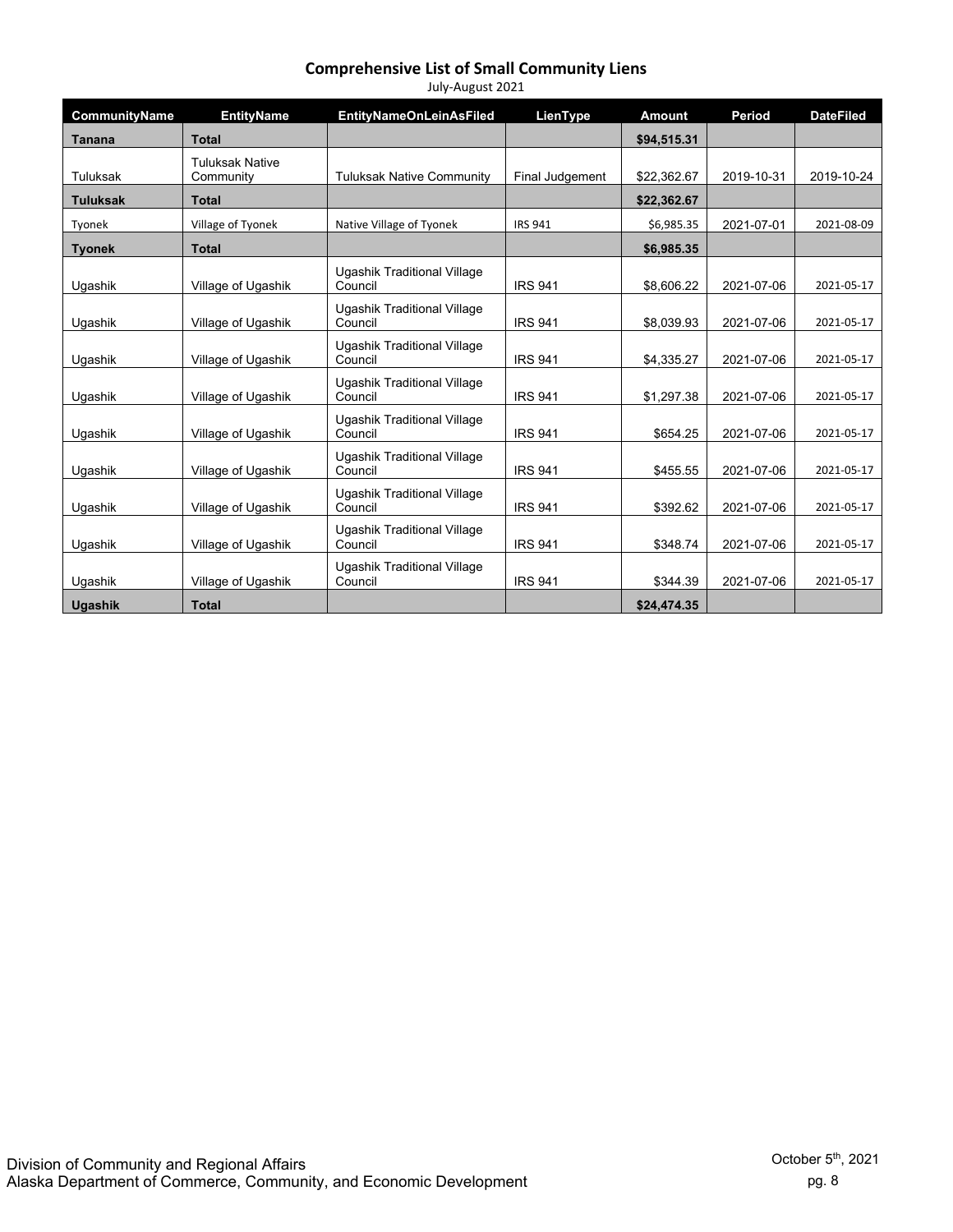# Comprehensive List of Small Community Liens

July-August 2021

| CommunityName | EntityName | EntityNameOnLeinAsFiled | LienType | Amount | Period | DateFiled |
|---|---|---|---|---|---|---|
| **Tanana** | **Total** | | | **$94,515.31** | | |
| Tuluksak | Tuluksak Native Community | Tuluksak Native Community | Final Judgement | $22,362.67 | 2019-10-31 | 2019-10-24 |
| **Tuluksak** | **Total** | | | **$22,362.67** | | |
| Tyonek | Village of Tyonek | Native Village of Tyonek | IRS 941 | $6,985.35 | 2021-07-01 | 2021-08-09 |
| **Tyonek** | **Total** | | | **$6,985.35** | | |
| Ugashik | Village of Ugashik | Ugashik Traditional Village Council | IRS 941 | $8,606.22 | 2021-07-06 | 2021-05-17 |
| Ugashik | Village of Ugashik | Ugashik Traditional Village Council | IRS 941 | $8,039.93 | 2021-07-06 | 2021-05-17 |
| Ugashik | Village of Ugashik | Ugashik Traditional Village Council | IRS 941 | $4,335.27 | 2021-07-06 | 2021-05-17 |
| Ugashik | Village of Ugashik | Ugashik Traditional Village Council | IRS 941 | $1,297.38 | 2021-07-06 | 2021-05-17 |
| Ugashik | Village of Ugashik | Ugashik Traditional Village Council | IRS 941 | $654.25 | 2021-07-06 | 2021-05-17 |
| Ugashik | Village of Ugashik | Ugashik Traditional Village Council | IRS 941 | $455.55 | 2021-07-06 | 2021-05-17 |
| Ugashik | Village of Ugashik | Ugashik Traditional Village Council | IRS 941 | $392.62 | 2021-07-06 | 2021-05-17 |
| Ugashik | Village of Ugashik | Ugashik Traditional Village Council | IRS 941 | $348.74 | 2021-07-06 | 2021-05-17 |
| Ugashik | Village of Ugashik | Ugashik Traditional Village Council | IRS 941 | $344.39 | 2021-07-06 | 2021-05-17 |
| **Ugashik** | **Total** | | | **$24,474.35** | | |

Division of Community and Regional Affairs
Alaska Department of Commerce, Community, and Economic Development

October 5th, 2021